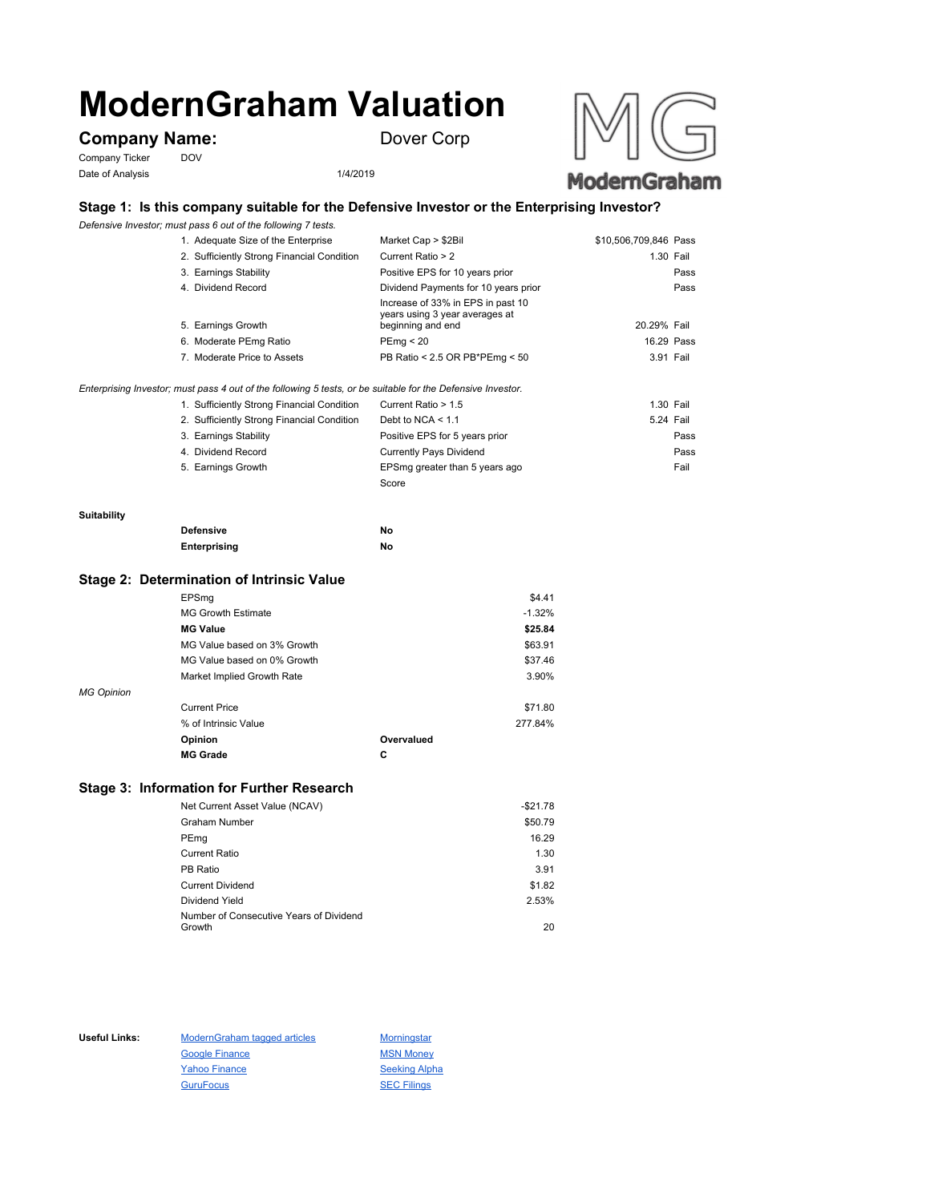# ModernGraham Valuation

## Company Name: Dover Corp

Company Ticker DOV

Date of Analysis 1/4/2019

### Stage 1: Is this company suitable for the Defensive Investor or the Enterprising Investor?

*Defensive Investor; must pass 6 out of the following 7 tests.*

| Test | Criterion | Value | Result |
|---|---|---|---|
| 1. Adequate Size of the Enterprise | Market Cap > $2Bil | $10,506,709,846 | Pass |
| 2. Sufficiently Strong Financial Condition | Current Ratio > 2 | 1.30 | Fail |
| 3. Earnings Stability | Positive EPS for 10 years prior | | Pass |
| 4. Dividend Record | Dividend Payments for 10 years prior | | Pass |
| 5. Earnings Growth | Increase of 33% in EPS in past 10 years using 3 year averages at beginning and end | 20.29% | Fail |
| 6. Moderate PEmg Ratio | PEmg < 20 | 16.29 | Pass |
| 7. Moderate Price to Assets | PB Ratio < 2.5 OR PB*PEmg < 50 | 3.91 | Fail |

*Enterprising Investor; must pass 4 out of the following 5 tests, or be suitable for the Defensive Investor.*

| Test | Criterion | Value | Result |
|---|---|---|---|
| 1. Sufficiently Strong Financial Condition | Current Ratio > 1.5 | 1.30 | Fail |
| 2. Sufficiently Strong Financial Condition | Debt to NCA < 1.1 | 5.24 | Fail |
| 3. Earnings Stability | Positive EPS for 5 years prior | | Pass |
| 4. Dividend Record | Currently Pays Dividend | | Pass |
| 5. Earnings Growth | EPSmg greater than 5 years ago | | Fail |
| | Score | | |

**Suitability**

| | |
|---|---|
| **Defensive** | **No** |
| **Enterprising** | **No** |

### Stage 2: Determination of Intrinsic Value

| | |
|---|---|
| EPSmg | $4.41 |
| MG Growth Estimate | -1.32% |
| **MG Value** | **$25.84** |
| MG Value based on 3% Growth | $63.91 |
| MG Value based on 0% Growth | $37.46 |
| Market Implied Growth Rate | 3.90% |

*MG Opinion*

| | | |
|---|---|---|
| Current Price | | $71.80 |
| % of Intrinsic Value | | 277.84% |
| **Opinion** | **Overvalued** | |
| **MG Grade** | **C** | |

### Stage 3: Information for Further Research

| | |
|---|---|
| Net Current Asset Value (NCAV) | -$21.78 |
| Graham Number | $50.79 |
| PEmg | 16.29 |
| Current Ratio | 1.30 |
| PB Ratio | 3.91 |
| Current Dividend | $1.82 |
| Dividend Yield | 2.53% |
| Number of Consecutive Years of Dividend Growth | 20 |

**Useful Links:**

| | |
|---|---|
| ModernGraham tagged articles | Morningstar |
| Google Finance | MSN Money |
| Yahoo Finance | Seeking Alpha |
| GuruFocus | SEC Filings |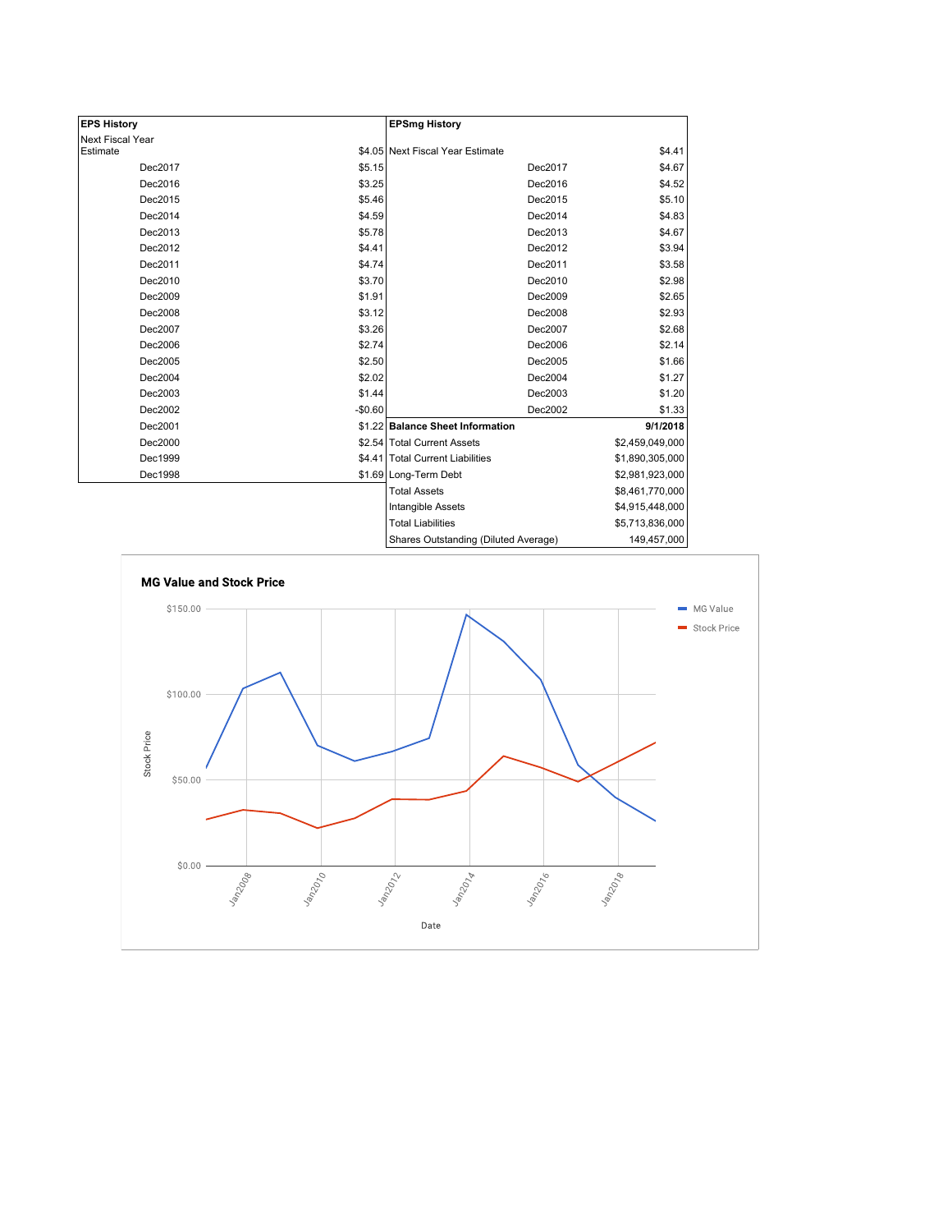| EPS History | |
|---|---|
| Next Fiscal Year Estimate | $4.05 |
| Dec2017 | $5.15 |
| Dec2016 | $3.25 |
| Dec2015 | $5.46 |
| Dec2014 | $4.59 |
| Dec2013 | $5.78 |
| Dec2012 | $4.41 |
| Dec2011 | $4.74 |
| Dec2010 | $3.70 |
| Dec2009 | $1.91 |
| Dec2008 | $3.12 |
| Dec2007 | $3.26 |
| Dec2006 | $2.74 |
| Dec2005 | $2.50 |
| Dec2004 | $2.02 |
| Dec2003 | $1.44 |
| Dec2002 | -$0.60 |
| Dec2001 | $1.22 |
| Dec2000 | $2.54 |
| Dec1999 | $4.41 |
| Dec1998 | $1.69 |

| EPSmg History | |
|---|---|
| Next Fiscal Year Estimate | $4.41 |
| Dec2017 | $4.67 |
| Dec2016 | $4.52 |
| Dec2015 | $5.10 |
| Dec2014 | $4.83 |
| Dec2013 | $4.67 |
| Dec2012 | $3.94 |
| Dec2011 | $3.58 |
| Dec2010 | $2.98 |
| Dec2009 | $2.65 |
| Dec2008 | $2.93 |
| Dec2007 | $2.68 |
| Dec2006 | $2.14 |
| Dec2005 | $1.66 |
| Dec2004 | $1.27 |
| Dec2003 | $1.20 |
| Dec2002 | $1.33 |

| Balance Sheet Information | 9/1/2018 |
|---|---|
| Total Current Assets | $2,459,049,000 |
| Total Current Liabilities | $1,890,305,000 |
| Long-Term Debt | $2,981,923,000 |
| Total Assets | $8,461,770,000 |
| Intangible Assets | $4,915,448,000 |
| Total Liabilities | $5,713,836,000 |
| Shares Outstanding (Diluted Average) | 149,457,000 |

**MG Value and Stock Price**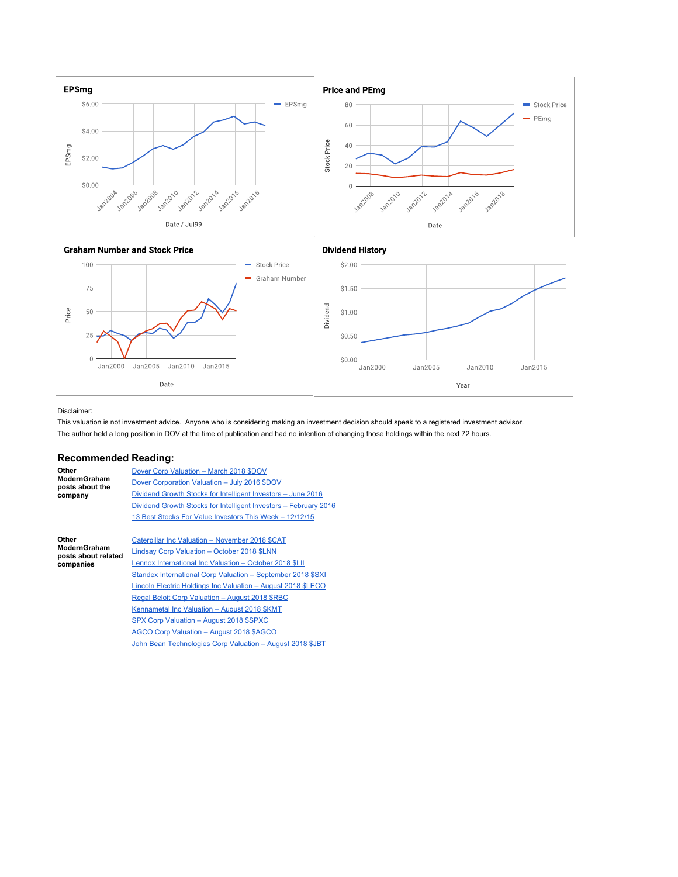EPSmg

$6.00
$4.00
$2.00
$0.00

EPSmg

Jan2004 Jan2006 Jan2008 Jan2010 Jan2012 Jan2014 Jan2016 Jan2018

Date / Jul99

EPSmg

Price and PEmg

80
60
40
20
0

Stock Price

Jan2008 Jan2010 Jan2012 Jan2014 Jan2016 Jan2018

Date

Stock Price
PEmg

Graham Number and Stock Price

100
75
50
25
0

Price

Jan2000 Jan2005 Jan2010 Jan2015

Date

Stock Price
Graham Number

Dividend History

$2.00
$1.50
$1.00
$0.50
$0.00

Dividend

Jan2000 Jan2005 Jan2010 Jan2015

Year

Disclaimer:

This valuation is not investment advice. Anyone who is considering making an investment decision should speak to a registered investment advisor.

The author held a long position in DOV at the time of publication and had no intention of changing those holdings within the next 72 hours.

## Recommended Reading:

| | |
|---|---|
| **Other ModernGraham posts about the company** | Dover Corp Valuation – March 2018 $DOV<br>Dover Corporation Valuation – July 2016 $DOV<br>Dividend Growth Stocks for Intelligent Investors – June 2016<br>Dividend Growth Stocks for Intelligent Investors – February 2016<br>13 Best Stocks For Value Investors This Week – 12/12/15 |
| **Other ModernGraham posts about related companies** | Caterpillar Inc Valuation – November 2018 $CAT<br>Lindsay Corp Valuation – October 2018 $LNN<br>Lennox International Inc Valuation – October 2018 $LII<br>Standex International Corp Valuation – September 2018 $SXI<br>Lincoln Electric Holdings Inc Valuation – August 2018 $LECO<br>Regal Beloit Corp Valuation – August 2018 $RBC<br>Kennametal Inc Valuation – August 2018 $KMT<br>SPX Corp Valuation – August 2018 $SPXC<br>AGCO Corp Valuation – August 2018 $AGCO<br>John Bean Technologies Corp Valuation – August 2018 $JBT |